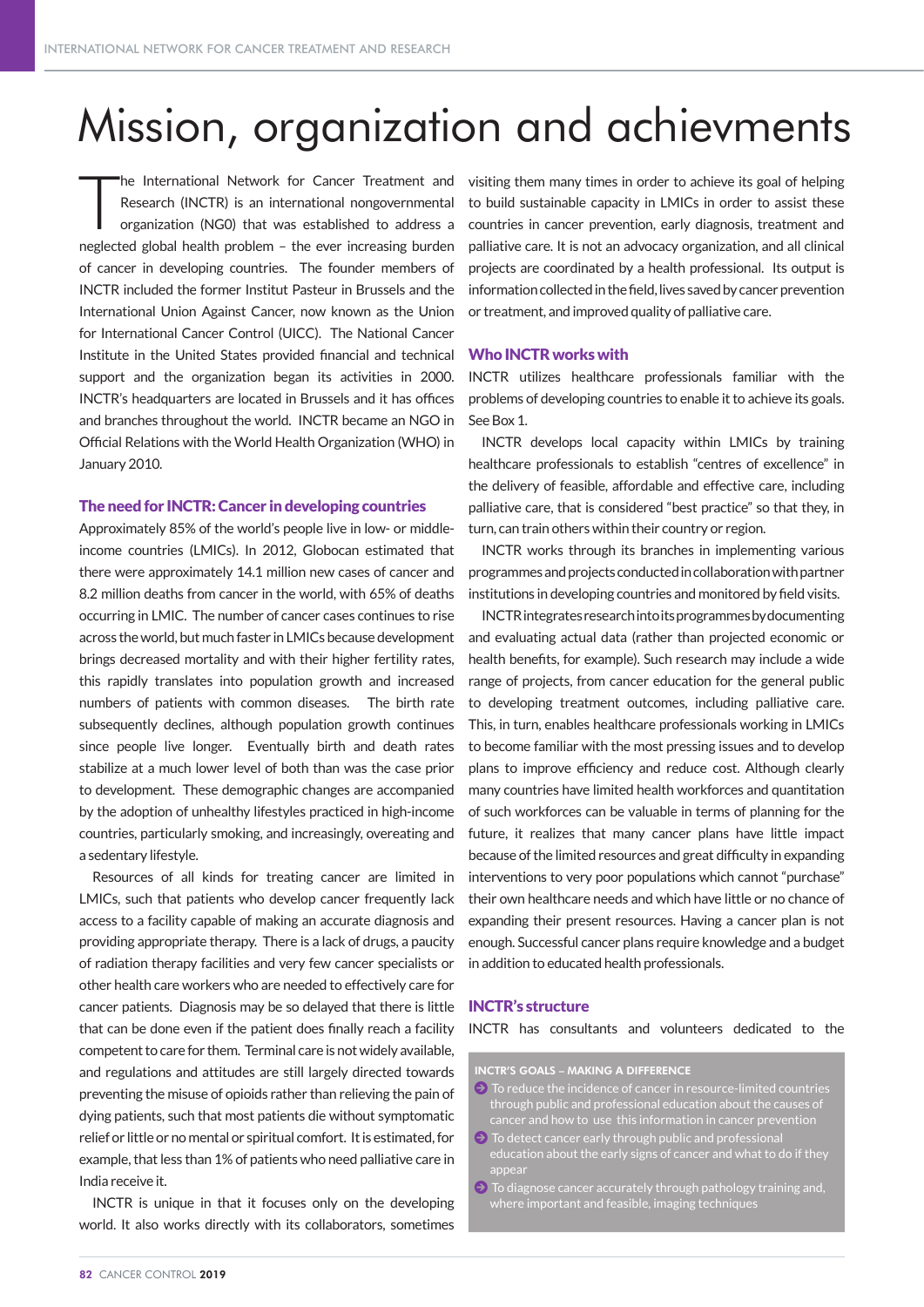# Mission, organization and achievments

The International Network for Cancer Treatment and Research (INCTR) is an international nongovernmental organization (NG0) that was established to address a neglected global health problem – the ever increasing burden of cancer in developing countries. The founder members of INCTR included the former Institut Pasteur in Brussels and the International Union Against Cancer, now known as the Union for International Cancer Control (UICC). The National Cancer Institute in the United States provided financial and technical support and the organization began its activities in 2000. INCTR's headquarters are located in Brussels and it has offices and branches throughout the world. INCTR became an NGO in Official Relations with the World Health Organization (WHO) in January 2010.

### The need for INCTR: Cancer in developing countries

Approximately 85% of the world's people live in low- or middle-income countries (LMICs). In 2012, Globocan estimated that there were approximately 14.1 million new cases of cancer and 8.2 million deaths from cancer in the world, with 65% of deaths occurring in LMIC. The number of cancer cases continues to rise across the world, but much faster in LMICs because development brings decreased mortality and with their higher fertility rates, this rapidly translates into population growth and increased numbers of patients with common diseases. The birth rate subsequently declines, although population growth continues since people live longer. Eventually birth and death rates stabilize at a much lower level of both than was the case prior to development. These demographic changes are accompanied by the adoption of unhealthy lifestyles practiced in high-income countries, particularly smoking, and increasingly, overeating and a sedentary lifestyle.

Resources of all kinds for treating cancer are limited in LMICs, such that patients who develop cancer frequently lack access to a facility capable of making an accurate diagnosis and providing appropriate therapy. There is a lack of drugs, a paucity of radiation therapy facilities and very few cancer specialists or other health care workers who are needed to effectively care for cancer patients. Diagnosis may be so delayed that there is little that can be done even if the patient does finally reach a facility competent to care for them. Terminal care is not widely available, and regulations and attitudes are still largely directed towards preventing the misuse of opioids rather than relieving the pain of dying patients, such that most patients die without symptomatic relief or little or no mental or spiritual comfort. It is estimated, for example, that less than 1% of patients who need palliative care in India receive it.

INCTR is unique in that it focuses only on the developing world. It also works directly with its collaborators, sometimes visiting them many times in order to achieve its goal of helping to build sustainable capacity in LMICs in order to assist these countries in cancer prevention, early diagnosis, treatment and palliative care. It is not an advocacy organization, and all clinical projects are coordinated by a health professional. Its output is information collected in the field, lives saved by cancer prevention or treatment, and improved quality of palliative care.

### Who INCTR works with

INCTR utilizes healthcare professionals familiar with the problems of developing countries to enable it to achieve its goals. See Box 1.

INCTR develops local capacity within LMICs by training healthcare professionals to establish "centres of excellence" in the delivery of feasible, affordable and effective care, including palliative care, that is considered "best practice" so that they, in turn, can train others within their country or region.

INCTR works through its branches in implementing various programmes and projects conducted in collaboration with partner institutions in developing countries and monitored by field visits.

INCTR integrates research into its programmes by documenting and evaluating actual data (rather than projected economic or health benefits, for example). Such research may include a wide range of projects, from cancer education for the general public to developing treatment outcomes, including palliative care. This, in turn, enables healthcare professionals working in LMICs to become familiar with the most pressing issues and to develop plans to improve efficiency and reduce cost. Although clearly many countries have limited health workforces and quantitation of such workforces can be valuable in terms of planning for the future, it realizes that many cancer plans have little impact because of the limited resources and great difficulty in expanding interventions to very poor populations which cannot "purchase" their own healthcare needs and which have little or no chance of expanding their present resources. Having a cancer plan is not enough. Successful cancer plans require knowledge and a budget in addition to educated health professionals.

### INCTR's structure

INCTR has consultants and volunteers dedicated to the

**INCTR'S GOALS – MAKING A DIFFERENCE**

- To reduce the incidence of cancer in resource-limited countries through public and professional education about the causes of cancer and how to use this information in cancer prevention
- To detect cancer early through public and professional education about the early signs of cancer and what to do if they appear
- To diagnose cancer accurately through pathology training and, where important and feasible, imaging techniques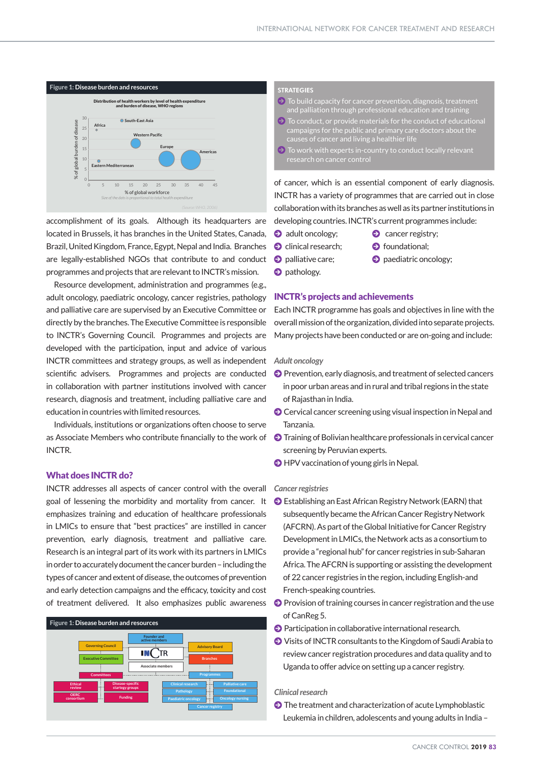Figure 1: Disease burden and resources

accomplishment of its goals. Although its headquarters are located in Brussels, it has branches in the United States, Canada, Brazil, United Kingdom, France, Egypt, Nepal and India. Branches are legally-established NGOs that contribute to and conduct programmes and projects that are relevant to INCTR's mission.

Resource development, administration and programmes (e.g., adult oncology, paediatric oncology, cancer registries, pathology and palliative care are supervised by an Executive Committee or directly by the branches. The Executive Committee is responsible to INCTR's Governing Council. Programmes and projects are developed with the participation, input and advice of various INCTR committees and strategy groups, as well as independent scientific advisers. Programmes and projects are conducted in collaboration with partner institutions involved with cancer research, diagnosis and treatment, including palliative care and education in countries with limited resources.

Individuals, institutions or organizations often choose to serve as Associate Members who contribute financially to the work of INCTR.

## What does INCTR do?

INCTR addresses all aspects of cancer control with the overall goal of lessening the morbidity and mortality from cancer. It emphasizes training and education of healthcare professionals in LMICs to ensure that "best practices" are instilled in cancer prevention, early diagnosis, treatment and palliative care. Research is an integral part of its work with its partners in LMICs in order to accurately document the cancer burden – including the types of cancer and extent of disease, the outcomes of prevention and early detection campaigns and the efficacy, toxicity and cost of treatment delivered. It also emphasizes public awareness

Figure 1: Disease burden and resources

**STRATEGIES**

- To build capacity for cancer prevention, diagnosis, treatment and palliation through professional education and training
- To conduct, or provide materials for the conduct of educational campaigns for the public and primary care doctors about the causes of cancer and living a healthier life
- To work with experts in-country to conduct locally relevant research on cancer control

of cancer, which is an essential component of early diagnosis. INCTR has a variety of programmes that are carried out in close collaboration with its branches as well as its partner institutions in developing countries. INCTR's current programmes include:

- adult oncology;
- clinical research;
- palliative care;
- pathology.
- cancer registry;
- foundational;
- paediatric oncology;

## INCTR's projects and achievements

Each INCTR programme has goals and objectives in line with the overall mission of the organization, divided into separate projects. Many projects have been conducted or are on-going and include:

*Adult oncology*

- Prevention, early diagnosis, and treatment of selected cancers in poor urban areas and in rural and tribal regions in the state of Rajasthan in India.
- Cervical cancer screening using visual inspection in Nepal and Tanzania.
- Training of Bolivian healthcare professionals in cervical cancer screening by Peruvian experts.
- HPV vaccination of young girls in Nepal.

*Cancer registries*

- Establishing an East African Registry Network (EARN) that subsequently became the African Cancer Registry Network (AFCRN). As part of the Global Initiative for Cancer Registry Development in LMICs, the Network acts as a consortium to provide a "regional hub" for cancer registries in sub-Saharan Africa. The AFCRN is supporting or assisting the development of 22 cancer registries in the region, including English-and French-speaking countries.
- Provision of training courses in cancer registration and the use of CanReg 5.
- Participation in collaborative international research.
- Visits of INCTR consultants to the Kingdom of Saudi Arabia to review cancer registration procedures and data quality and to Uganda to offer advice on setting up a cancer registry.

*Clinical research*

- The treatment and characterization of acute Lymphoblastic Leukemia in children, adolescents and young adults in India –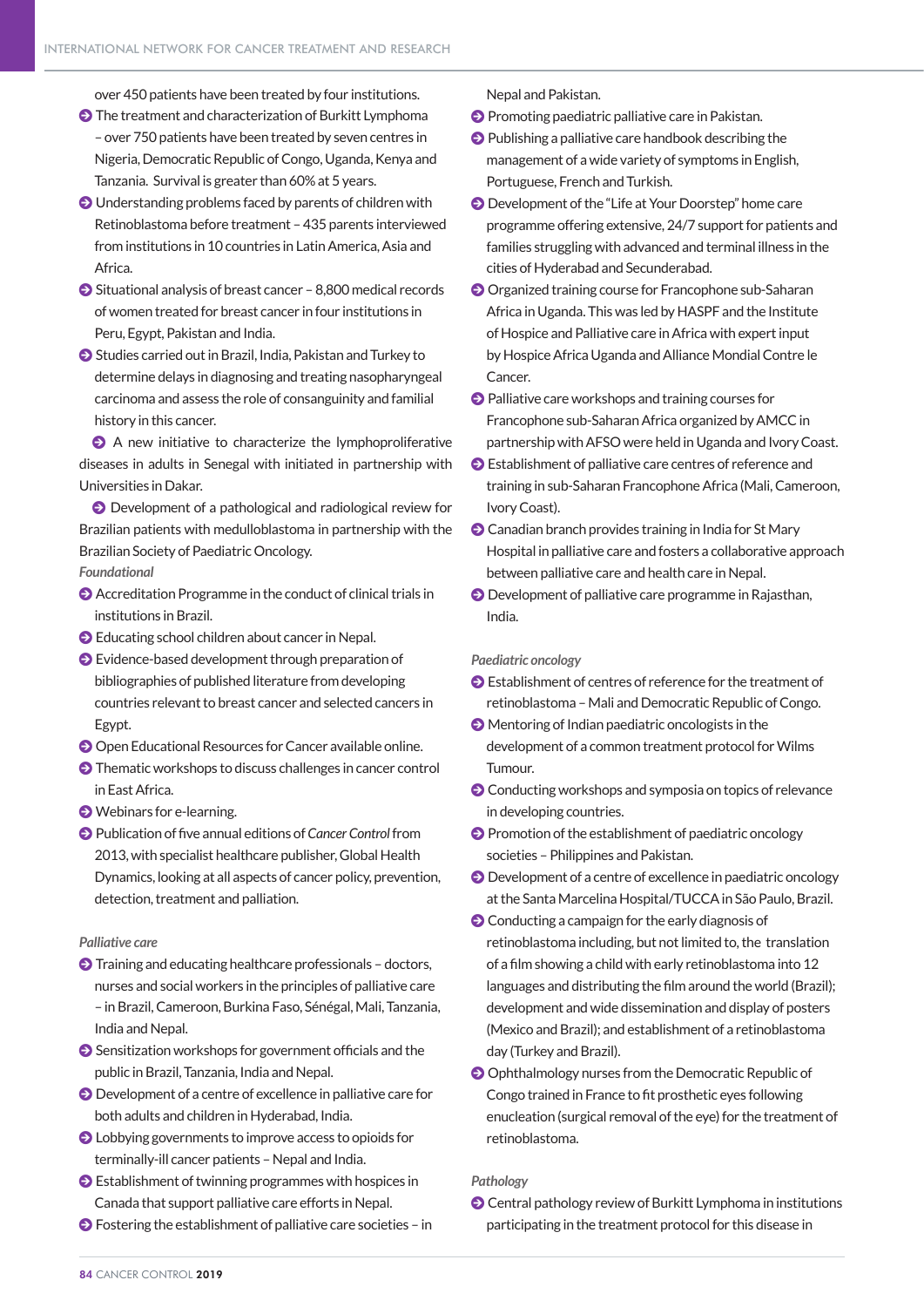over 450 patients have been treated by four institutions.

- The treatment and characterization of Burkitt Lymphoma – over 750 patients have been treated by seven centres in Nigeria, Democratic Republic of Congo, Uganda, Kenya and Tanzania. Survival is greater than 60% at 5 years.
- Understanding problems faced by parents of children with Retinoblastoma before treatment – 435 parents interviewed from institutions in 10 countries in Latin America, Asia and Africa.
- Situational analysis of breast cancer – 8,800 medical records of women treated for breast cancer in four institutions in Peru, Egypt, Pakistan and India.
- Studies carried out in Brazil, India, Pakistan and Turkey to determine delays in diagnosing and treating nasopharyngeal carcinoma and assess the role of consanguinity and familial history in this cancer.
- A new initiative to characterize the lymphoproliferative diseases in adults in Senegal with initiated in partnership with Universities in Dakar.
- Development of a pathological and radiological review for Brazilian patients with medulloblastoma in partnership with the Brazilian Society of Paediatric Oncology.

*Foundational*

- Accreditation Programme in the conduct of clinical trials in institutions in Brazil.
- Educating school children about cancer in Nepal.
- Evidence-based development through preparation of bibliographies of published literature from developing countries relevant to breast cancer and selected cancers in Egypt.
- Open Educational Resources for Cancer available online.
- Thematic workshops to discuss challenges in cancer control in East Africa.
- Webinars for e-learning.
- Publication of five annual editions of *Cancer Control* from 2013, with specialist healthcare publisher, Global Health Dynamics, looking at all aspects of cancer policy, prevention, detection, treatment and palliation.

*Palliative care*

- Training and educating healthcare professionals – doctors, nurses and social workers in the principles of palliative care – in Brazil, Cameroon, Burkina Faso, Sénégal, Mali, Tanzania, India and Nepal.
- Sensitization workshops for government officials and the public in Brazil, Tanzania, India and Nepal.
- Development of a centre of excellence in palliative care for both adults and children in Hyderabad, India.
- Lobbying governments to improve access to opioids for terminally-ill cancer patients – Nepal and India.
- Establishment of twinning programmes with hospices in Canada that support palliative care efforts in Nepal.
- Fostering the establishment of palliative care societies – in Nepal and Pakistan.
- Promoting paediatric palliative care in Pakistan.
- Publishing a palliative care handbook describing the management of a wide variety of symptoms in English, Portuguese, French and Turkish.
- Development of the "Life at Your Doorstep" home care programme offering extensive, 24/7 support for patients and families struggling with advanced and terminal illness in the cities of Hyderabad and Secunderabad.
- Organized training course for Francophone sub-Saharan Africa in Uganda. This was led by HASPF and the Institute of Hospice and Palliative care in Africa with expert input by Hospice Africa Uganda and Alliance Mondial Contre le Cancer.
- Palliative care workshops and training courses for Francophone sub-Saharan Africa organized by AMCC in partnership with AFSO were held in Uganda and Ivory Coast.
- Establishment of palliative care centres of reference and training in sub-Saharan Francophone Africa (Mali, Cameroon, Ivory Coast).
- Canadian branch provides training in India for St Mary Hospital in palliative care and fosters a collaborative approach between palliative care and health care in Nepal.
- Development of palliative care programme in Rajasthan, India.

*Paediatric oncology*

- Establishment of centres of reference for the treatment of retinoblastoma – Mali and Democratic Republic of Congo.
- Mentoring of Indian paediatric oncologists in the development of a common treatment protocol for Wilms Tumour.
- Conducting workshops and symposia on topics of relevance in developing countries.
- Promotion of the establishment of paediatric oncology societies – Philippines and Pakistan.
- Development of a centre of excellence in paediatric oncology at the Santa Marcelina Hospital/TUCCA in São Paulo, Brazil.
- Conducting a campaign for the early diagnosis of retinoblastoma including, but not limited to, the translation of a film showing a child with early retinoblastoma into 12 languages and distributing the film around the world (Brazil); development and wide dissemination and display of posters (Mexico and Brazil); and establishment of a retinoblastoma day (Turkey and Brazil).
- Ophthalmology nurses from the Democratic Republic of Congo trained in France to fit prosthetic eyes following enucleation (surgical removal of the eye) for the treatment of retinoblastoma.

*Pathology*

- Central pathology review of Burkitt Lymphoma in institutions participating in the treatment protocol for this disease in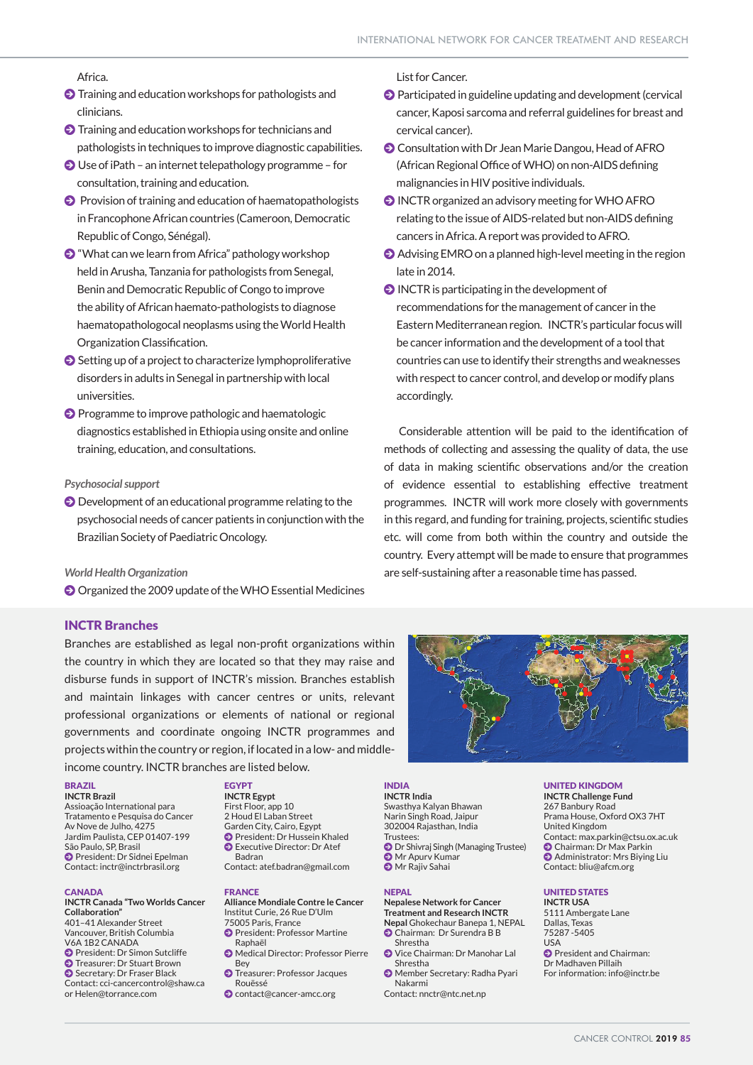Africa.

- Training and education workshops for pathologists and clinicians.
- Training and education workshops for technicians and pathologists in techniques to improve diagnostic capabilities.
- Use of iPath – an internet telepathology programme – for consultation, training and education.
- Provision of training and education of haematopathologists in Francophone African countries (Cameroon, Democratic Republic of Congo, Sénégal).
- "What can we learn from Africa" pathology workshop held in Arusha, Tanzania for pathologists from Senegal, Benin and Democratic Republic of Congo to improve the ability of African haemato-pathologists to diagnose haematopathologocal neoplasms using the World Health Organization Classification.
- Setting up of a project to characterize lymphoproliferative disorders in adults in Senegal in partnership with local universities.
- Programme to improve pathologic and haematologic diagnostics established in Ethiopia using onsite and online training, education, and consultations.

*Psychosocial support*

- Development of an educational programme relating to the psychosocial needs of cancer patients in conjunction with the Brazilian Society of Paediatric Oncology.

*World Health Organization*

- Organized the 2009 update of the WHO Essential Medicines List for Cancer.
- Participated in guideline updating and development (cervical cancer, Kaposi sarcoma and referral guidelines for breast and cervical cancer).
- Consultation with Dr Jean Marie Dangou, Head of AFRO (African Regional Office of WHO) on non-AIDS defining malignancies in HIV positive individuals.
- INCTR organized an advisory meeting for WHO AFRO relating to the issue of AIDS-related but non-AIDS defining cancers in Africa. A report was provided to AFRO.
- Advising EMRO on a planned high-level meeting in the region late in 2014.
- INCTR is participating in the development of recommendations for the management of cancer in the Eastern Mediterranean region. INCTR's particular focus will be cancer information and the development of a tool that countries can use to identify their strengths and weaknesses with respect to cancer control, and develop or modify plans accordingly.

Considerable attention will be paid to the identification of methods of collecting and assessing the quality of data, the use of data in making scientific observations and/or the creation of evidence essential to establishing effective treatment programmes. INCTR will work more closely with governments in this regard, and funding for training, projects, scientific studies etc. will come from both within the country and outside the country. Every attempt will be made to ensure that programmes are self-sustaining after a reasonable time has passed.

## INCTR Branches

Branches are established as legal non-profit organizations within the country in which they are located so that they may raise and disburse funds in support of INCTR's mission. Branches establish and maintain linkages with cancer centres or units, relevant professional organizations or elements of national or regional governments and coordinate ongoing INCTR programmes and projects within the country or region, if located in a low- and middle-income country. INCTR branches are listed below.

**BRAZIL**
**INCTR Brazil**
Assioação International para Tratamento e Pesquisa do Cancer
Av Nove de Julho, 4275
Jardim Paulista, CEP 01407-199
São Paulo, SP, Brasil
- President: Dr Sidnei Epelman

Contact: inctr@inctrbrasil.org

**CANADA**
**INCTR Canada "Two Worlds Cancer Collaboration"**
401–41 Alexander Street
Vancouver, British Columbia
V6A 1B2 CANADA
- President: Dr Simon Sutcliffe
- Treasurer: Dr Stuart Brown
- Secretary: Dr Fraser Black

Contact: cci-cancercontrol@shaw.ca or Helen@torrance.com

**EGYPT**
**INCTR Egypt**
First Floor, app 10
2 Houd El Laban Street
Garden City, Cairo, Egypt
- President: Dr Hussein Khaled
- Executive Director: Dr Atef Badran

Contact: atef.badran@gmail.com

**FRANCE**
**Alliance Mondiale Contre le Cancer**
Institut Curie, 26 Rue D'Ulm
75005 Paris, France
- President: Professor Martine Raphaël
- Medical Director: Professor Pierre Bey
- Treasurer: Professor Jacques Rouëssé
- contact@cancer-amcc.org

**INDIA**
**INCTR India**
Swasthya Kalyan Bhawan
Narin Singh Road, Jaipur
302004 Rajasthan, India
Trustees:
- Dr Shivraj Singh (Managing Trustee)
- Mr Apurv Kumar
- Mr Rajiv Sahai

**NEPAL**
**Nepalese Network for Cancer Treatment and Research INCTR Nepal** Ghokechaur Banepa 1, NEPAL
- Chairman: Dr Surendra B B Shrestha
- Vice Chairman: Dr Manohar Lal Shrestha
- Member Secretary: Radha Pyari Nakarmi

Contact: nnctr@ntc.net.np

**UNITED KINGDOM**
**INCTR Challenge Fund**
267 Banbury Road
Prama House, Oxford OX3 7HT
United Kingdom
Contact: max.parkin@ctsu.ox.ac.uk
- Chairman: Dr Max Parkin
- Administrator: Mrs Biying Liu

Contact: bliu@afcm.org

**UNITED STATES**
**INCTR USA**
5111 Ambergate Lane
Dallas, Texas
75287 -5405
USA
- President and Chairman: Dr Madhaven Pillaih

For information: info@inctr.be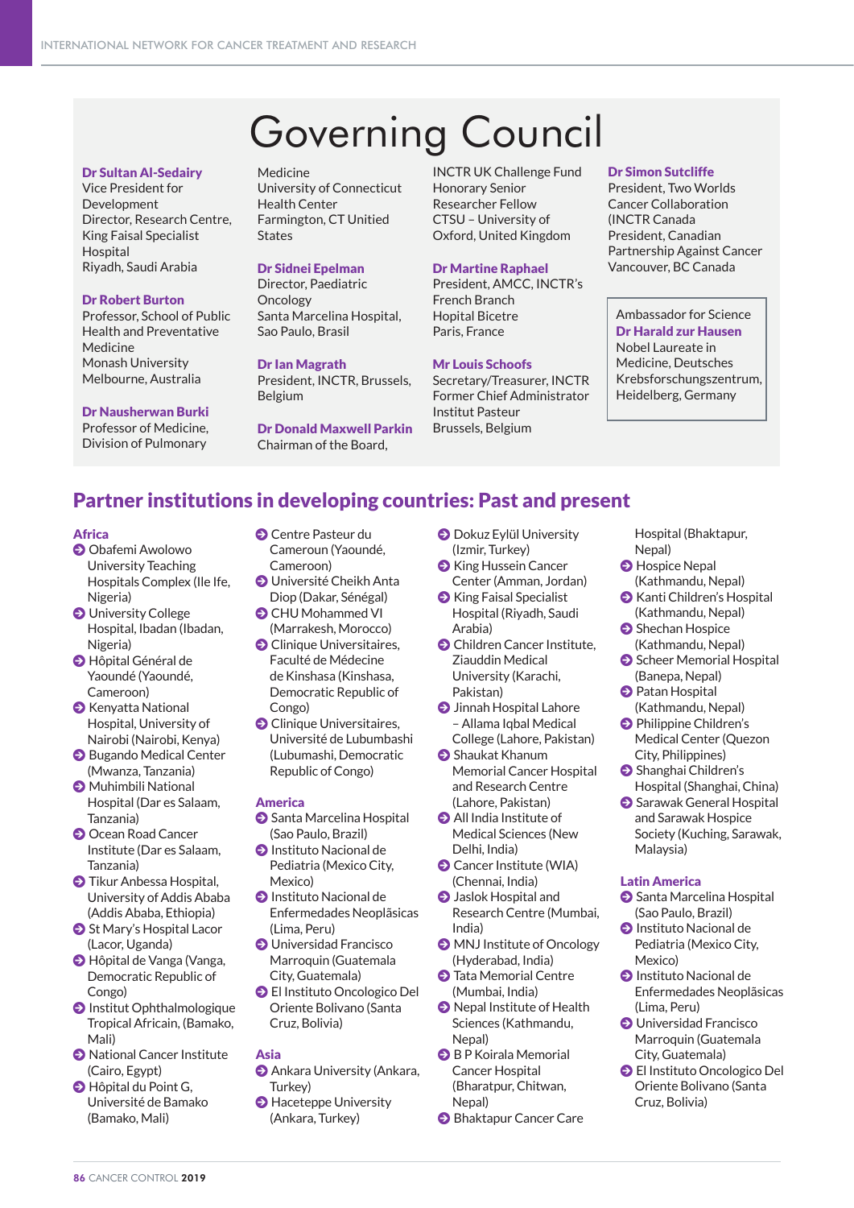# Governing Council

**Dr Sultan Al-Sedairy**
Vice President for Development
Director, Research Centre, King Faisal Specialist Hospital
Riyadh, Saudi Arabia

**Dr Robert Burton**
Professor, School of Public Health and Preventative Medicine
Monash University
Melbourne, Australia

**Dr Nausherwan Burki**
Professor of Medicine, Division of Pulmonary Medicine
University of Connecticut Health Center
Farmington, CT Unitied States

**Dr Sidnei Epelman**
Director, Paediatric Oncology
Santa Marcelina Hospital, Sao Paulo, Brasil

**Dr Ian Magrath**
President, INCTR, Brussels, Belgium

**Dr Donald Maxwell Parkin**
Chairman of the Board, INCTR UK Challenge Fund
Honorary Senior Researcher Fellow
CTSU – University of Oxford, United Kingdom

**Dr Martine Raphael**
President, AMCC, INCTR's French Branch
Hopital Bicetre
Paris, France

**Mr Louis Schoofs**
Secretary/Treasurer, INCTR
Former Chief Administrator Institut Pasteur
Brussels, Belgium

**Dr Simon Sutcliffe**
President, Two Worlds Cancer Collaboration (INCTR Canada
President, Canadian Partnership Against Cancer
Vancouver, BC Canada

Ambassador for Science
**Dr Harald zur Hausen**
Nobel Laureate in Medicine, Deutsches Krebsforschungszentrum, Heidelberg, Germany

## Partner institutions in developing countries: Past and present

**Africa**

- Obafemi Awolowo University Teaching Hospitals Complex (Ile Ife, Nigeria)
- University College Hospital, Ibadan (Ibadan, Nigeria)
- Hôpital Général de Yaoundé (Yaoundé, Cameroon)
- Kenyatta National Hospital, University of Nairobi (Nairobi, Kenya)
- Bugando Medical Center (Mwanza, Tanzania)
- Muhimbili National Hospital (Dar es Salaam, Tanzania)
- Ocean Road Cancer Institute (Dar es Salaam, Tanzania)
- Tikur Anbessa Hospital, University of Addis Ababa (Addis Ababa, Ethiopia)
- St Mary's Hospital Lacor (Lacor, Uganda)
- Hôpital de Vanga (Vanga, Democratic Republic of Congo)
- Institut Ophthalmologique Tropical Africain, (Bamako, Mali)
- National Cancer Institute (Cairo, Egypt)
- Hôpital du Point G, Université de Bamako (Bamako, Mali)
- Centre Pasteur du Cameroun (Yaoundé, Cameroon)
- Université Cheikh Anta Diop (Dakar, Sénégal)
- CHU Mohammed VI (Marrakesh, Morocco)
- Clinique Universitaires, Faculté de Médecine de Kinshasa (Kinshasa, Democratic Republic of Congo)
- Clinique Universitaires, Université de Lubumbashi (Lubumashi, Democratic Republic of Congo)

**America**

- Santa Marcelina Hospital (Sao Paulo, Brazil)
- Instituto Nacional de Pediatria (Mexico City, Mexico)
- Instituto Nacional de Enfermedades Neoplăsicas (Lima, Peru)
- Universidad Francisco Marroquin (Guatemala City, Guatemala)
- El Instituto Oncologico Del Oriente Bolivano (Santa Cruz, Bolivia)

**Asia**

- Ankara University (Ankara, Turkey)
- Haceteppe University (Ankara, Turkey)
- Dokuz Eylül University (Izmir, Turkey)
- King Hussein Cancer Center (Amman, Jordan)
- King Faisal Specialist Hospital (Riyadh, Saudi Arabia)
- Children Cancer Institute, Ziauddin Medical University (Karachi, Pakistan)
- Jinnah Hospital Lahore – Allama Iqbal Medical College (Lahore, Pakistan)
- Shaukat Khanum Memorial Cancer Hospital and Research Centre (Lahore, Pakistan)
- All India Institute of Medical Sciences (New Delhi, India)
- Cancer Institute (WIA) (Chennai, India)
- Jaslok Hospital and Research Centre (Mumbai, India)
- MNJ Institute of Oncology (Hyderabad, India)
- Tata Memorial Centre (Mumbai, India)
- Nepal Institute of Health Sciences (Kathmandu, Nepal)
- B P Koirala Memorial Cancer Hospital (Bharatpur, Chitwan, Nepal)
- Bhaktapur Cancer Care Hospital (Bhaktapur, Nepal)
- Hospice Nepal (Kathmandu, Nepal)
- Kanti Children's Hospital (Kathmandu, Nepal)
- Shechan Hospice (Kathmandu, Nepal)
- Scheer Memorial Hospital (Banepa, Nepal)
- Patan Hospital (Kathmandu, Nepal)
- Philippine Children's Medical Center (Quezon City, Philippines)
- Shanghai Children's Hospital (Shanghai, China)
- Sarawak General Hospital and Sarawak Hospice Society (Kuching, Sarawak, Malaysia)

**Latin America**

- Santa Marcelina Hospital (Sao Paulo, Brazil)
- Instituto Nacional de Pediatria (Mexico City, Mexico)
- Instituto Nacional de Enfermedades Neoplăsicas (Lima, Peru)
- Universidad Francisco Marroquin (Guatemala City, Guatemala)
- El Instituto Oncologico Del Oriente Bolivano (Santa Cruz, Bolivia)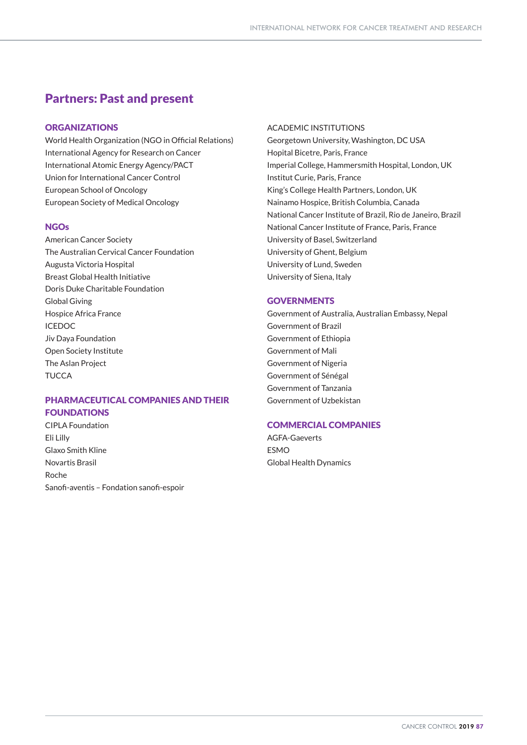## Partners: Past and present

### ORGANIZATIONS

World Health Organization (NGO in Official Relations)
International Agency for Research on Cancer
International Atomic Energy Agency/PACT
Union for International Cancer Control
European School of Oncology
European Society of Medical Oncology

### NGOs

American Cancer Society
The Australian Cervical Cancer Foundation
Augusta Victoria Hospital
Breast Global Health Initiative
Doris Duke Charitable Foundation
Global Giving
Hospice Africa France
ICEDOC
Jiv Daya Foundation
Open Society Institute
The Aslan Project
TUCCA

### PHARMACEUTICAL COMPANIES AND THEIR FOUNDATIONS

CIPLA Foundation
Eli Lilly
Glaxo Smith Kline
Novartis Brasil
Roche
Sanofi-aventis – Fondation sanofi-espoir

### ACADEMIC INSTITUTIONS

Georgetown University, Washington, DC USA
Hopital Bicetre, Paris, France
Imperial College, Hammersmith Hospital, London, UK
Institut Curie, Paris, France
King's College Health Partners, London, UK
Nainamo Hospice, British Columbia, Canada
National Cancer Institute of Brazil, Rio de Janeiro, Brazil
National Cancer Institute of France, Paris, France
University of Basel, Switzerland
University of Ghent, Belgium
University of Lund, Sweden
University of Siena, Italy

### GOVERNMENTS

Government of Australia, Australian Embassy, Nepal
Government of Brazil
Government of Ethiopia
Government of Mali
Government of Nigeria
Government of Sénégal
Government of Tanzania
Government of Uzbekistan

### COMMERCIAL COMPANIES

AGFA-Gaeverts
ESMO
Global Health Dynamics